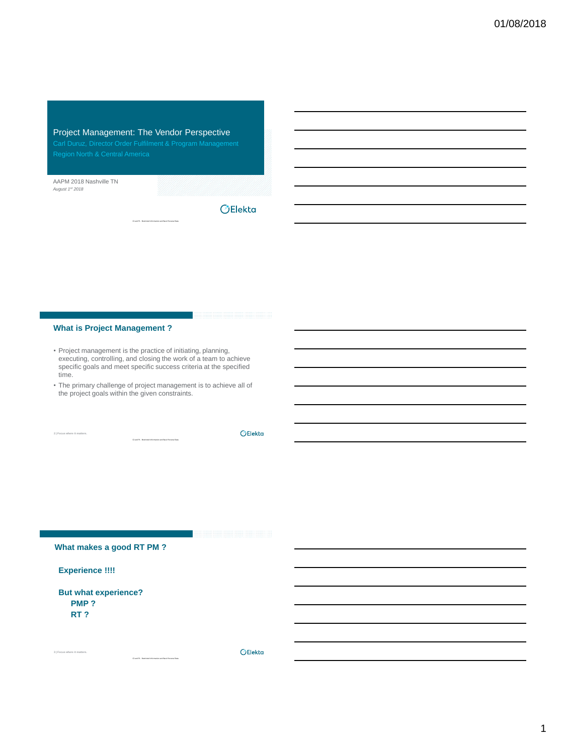# Project Management: The Vendor Perspective

Carl Duruz, Director Order Fulfilment & Program Management

Region North & Central America

AAPM 2018 Nashville TN

*August 1st 2018*

Elekta

## What is Project Management ?

- Project management is the practice of initiating, planning, executing, controlling, and closing the work of a team to achieve specific goals and meet specific success criteria at the specified time.
- The primary challenge of project management is to achieve all of the project goals within the given constraints.

## What makes a good RT PM ?

**Experience !!!!**

**But what experience?**

**PMP ?**

**RT ?**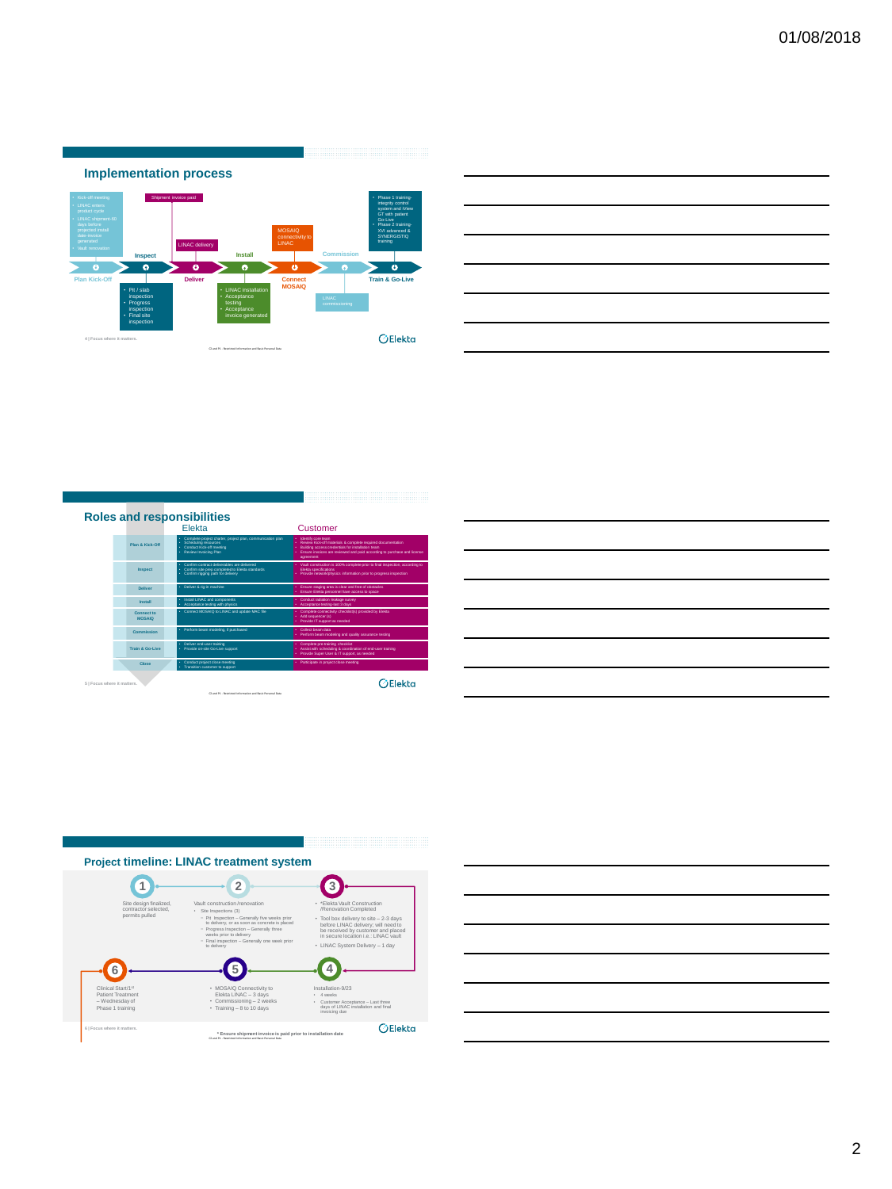## Implementation process

- Kick-off meeting
- LINAC enters product cycle
- LINAC shipment 60 days before projected install date invoice generated
- Vault renovation

Shipment invoice paid

LINAC delivery

MOSAIQ connectivity to LINAC

- Phase 1 training-integrity control system and iView GT with patient Go-Live
- Phase 2 training-XVI advanced & SYNERGISTIQ training

Plan Kick-Off → Inspect → Deliver → Install → Connect MOSAIQ → Commission → Train & Go-Live

Inspect:
- Pit / slab inspection
- Progress inspection
- Final site inspection

Install:
- LINAC installation
- Acceptance testing
- Acceptance invoice generated

Commission:
LINAC commissioning

## Roles and responsibilities

| | Elekta | Customer |
|---|---|---|
| Plan & Kick-Off | Complete project charter, project plan, communication plan; Scheduling resources; Conduct kick-off meeting; Review Invoicing Plan | Identify core team; Review Kick-off materials & complete required documentation; Building access credentials for installation team; Ensure invoices are reviewed and paid according to purchase and license agreement |
| Inspect | Confirm contract deliverables are delivered; Confirm site prep completed to Elekta standards; Confirm rigging path for delivery | Vault construction is 100% complete prior to final inspection, according to Elekta specifications; Provide network/physics information prior to progress inspection |
| Deliver | Deliver & rig in machine | Ensure staging area is clear and free of obstacles; Ensure Elekta personnel have access to space |
| Install | Install LINAC and components; Acceptance testing with physics | Conduct radiation leakage survey; Acceptance testing-last 3 days |
| Connect to MOSAIQ | Connect MOSAIQ to LINAC and update MAC file | Complete connectivity checklist(s) provided by Elekta; Add sequencer (s); Provide IT support as needed |
| Commission | Perform beam modeling, if purchased | Collect beam data; Perform beam modeling and quality assurance testing |
| Train & Go-Live | Deliver end-user training; Provide on-site Go-Live support | Complete pre-training checklist; Assist with scheduling & coordination of end-user training; Provide Super User & IT support, as needed |
| Close | Conduct project close meeting; Transition customer to support | Participate in project close meeting |

## Project timeline: LINAC treatment system

**1** Site design finalized, contractor selected, permits pulled

**2** Vault construction /renovation
- Site Inspections (3)
  - Pit Inspection – Generally five weeks prior to delivery, or as soon as concrete is placed
  - Progress Inspection – Generally three weeks prior to delivery
  - Final inspection – Generally one week prior to delivery

**3**
- *Elekta Vault Construction /Renovation Completed
- Tool box delivery to site – 2-3 days before LINAC delivery; will need to be received by customer and placed in secure location i.e.: LINAC vault
- LINAC System Delivery – 1 day

**4** Installation-9/23
- 4 weeks
- Customer Acceptance – Last three days of LINAC installation and final invoicing due

**5**
- MOSAIQ Connectivity to Elekta LINAC – 3 days
- Commissioning – 2 weeks
- Training – 8 to 10 days

**6** Clinical Start/1st Patient Treatment – Wednesday of Phase 1 training

\* Ensure shipment invoice is paid prior to installation date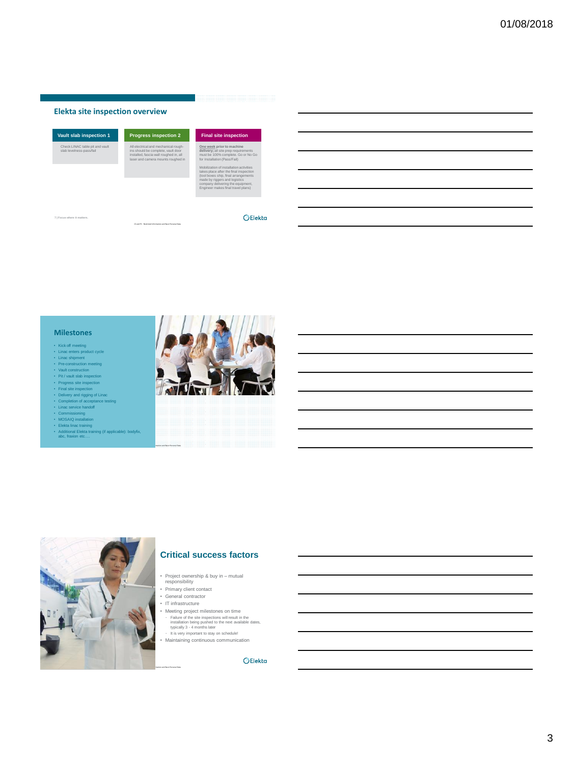## Elekta site inspection overview

**Vault slab inspection 1**

Check LINAC table pit and vault slab leveness-pass/fail

**Progress inspection 2**

All electrical and mechanical rough-ins should be complete, vault door installed, fascia wall roughed in, all laser and camera mounts roughed in

**Final site inspection**

**One week prior to machine delivery;** all site prep requirements must be 100% complete. Go or No Go for Installation (Pass/Fail)

Mobilization of installation activities takes place after the final inspection (tool boxes ship, final arrangements made by riggers and logistics company delivering the equipment, Engineer makes final travel plans)

## Milestones

- Kick off meeting
- Linac enters product cycle
- Linac shipment
- Pre-construction meeting
- Vault construction
- Pit / vault slab inspection
- Progress site inspection
- Final site inspection
- Delivery and rigging of Linac
- Completion of acceptance testing
- Linac service handoff
- Commissioning
- MOSAIQ installation
- Elekta linac training
- Additional Elekta training (if applicable): bodyfix, abc, frameless etc….

## Critical success factors

- Project ownership & buy in – mutual responsibility
- Primary client contact
- General contractor
- IT infrastructure
- Meeting project milestones on time
  - Failure of the site inspections will result in the installation being pushed to the next available dates, typically 3 - 4 months later
  - It is very important to stay on schedule!
- Maintaining continuous communication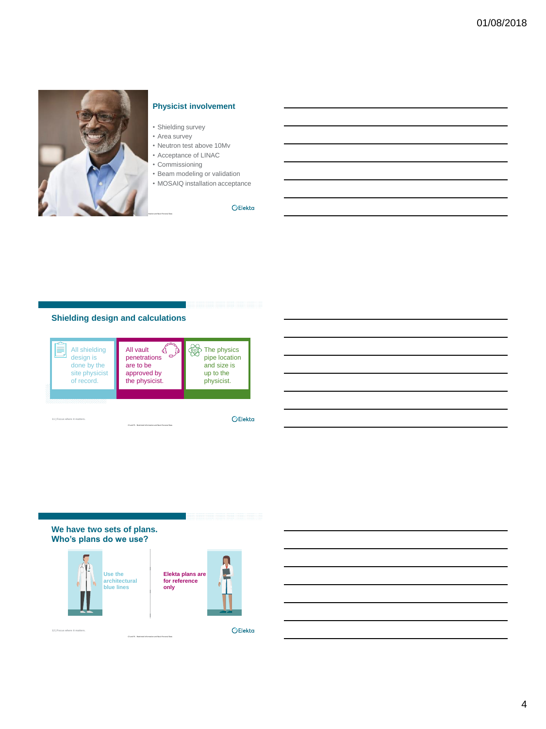## Physicist involvement

- Shielding survey
- Area survey
- Neutron test above 10Mv
- Acceptance of LINAC
- Commissioning
- Beam modeling or validation
- MOSAIQ installation acceptance

## Shielding design and calculations

All shielding design is done by the site physicist of record.

All vault penetrations are to be approved by the physicist.

The physics pipe location and size is up to the physicist.

## We have two sets of plans. Who's plans do we use?

**Use the architectural blue lines**

**Elekta plans are for reference only**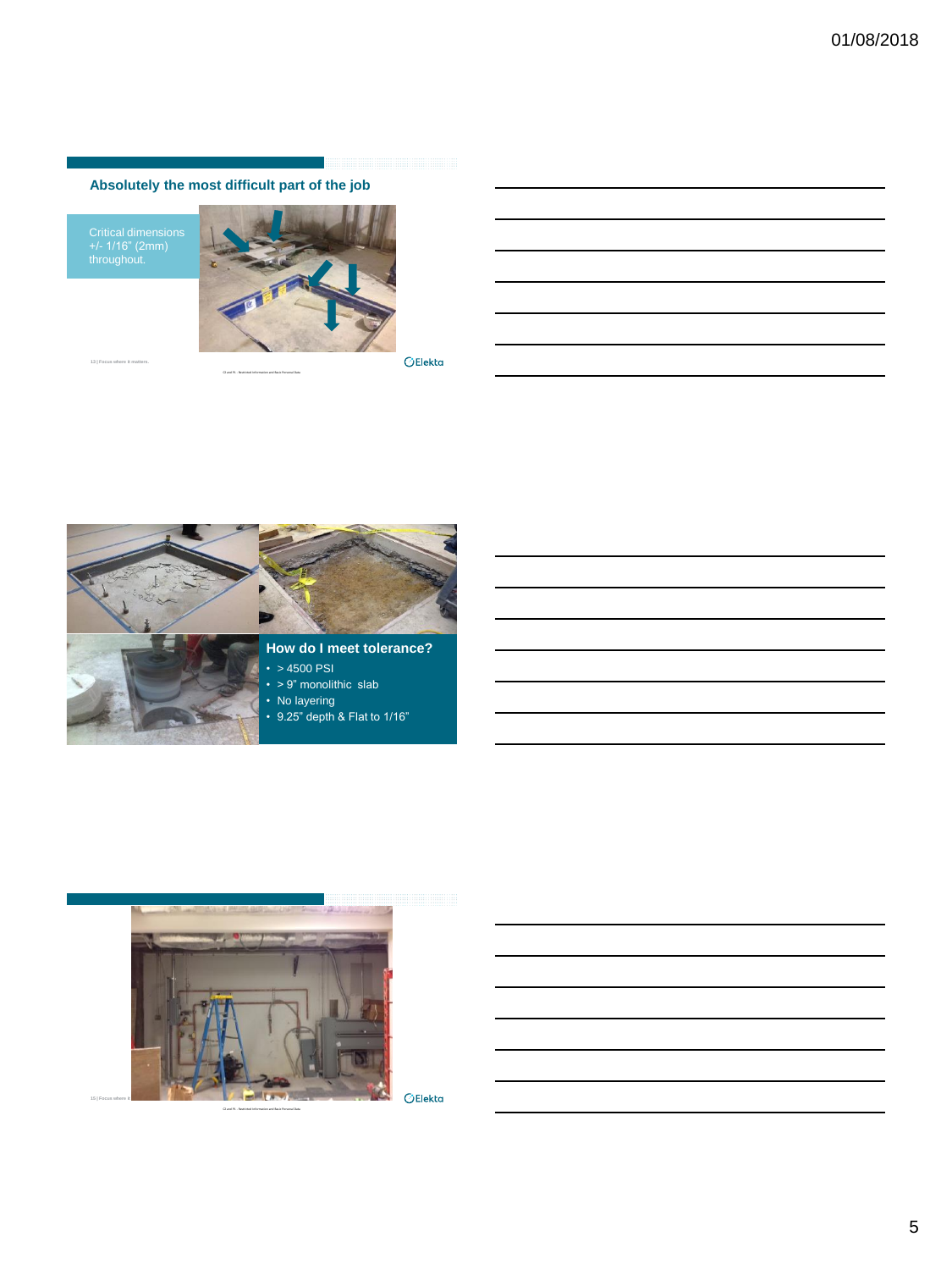## Absolutely the most difficult part of the job

Critical dimensions +/- 1/16" (2mm) throughout.

### How do I meet tolerance?

- > 4500 PSI
- > 9" monolithic slab
- No layering
- 9.25" depth & Flat to 1/16"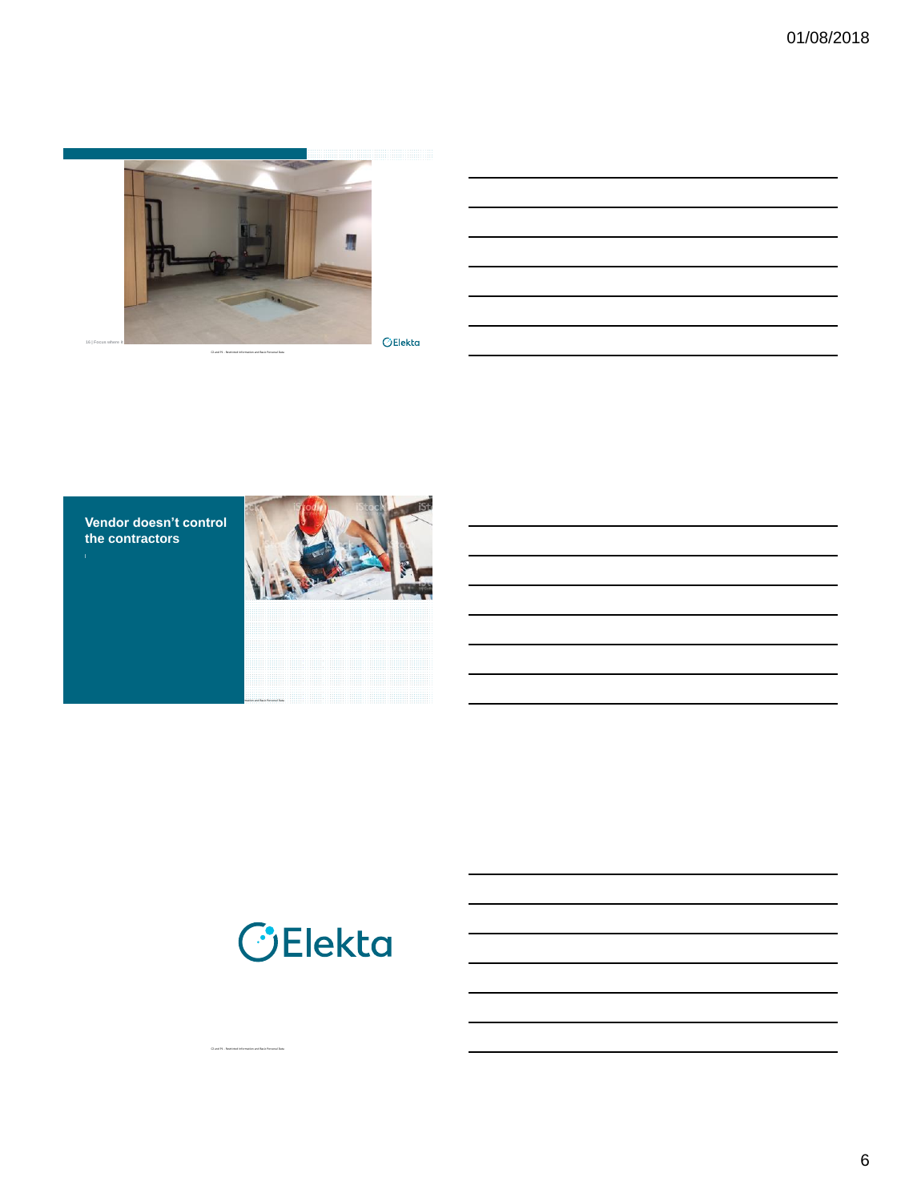Vendor doesn't control the contractors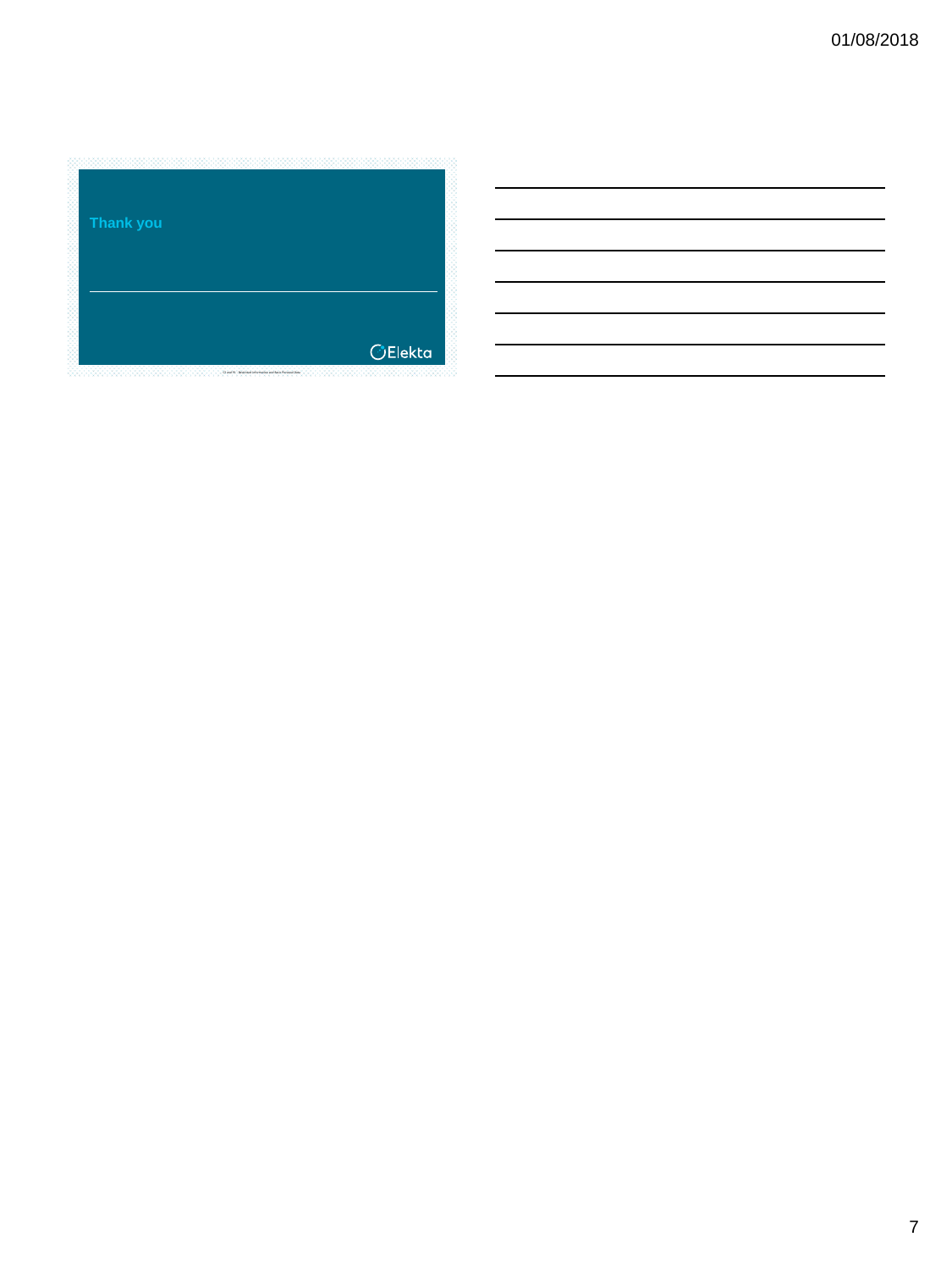Thank you

Elekta